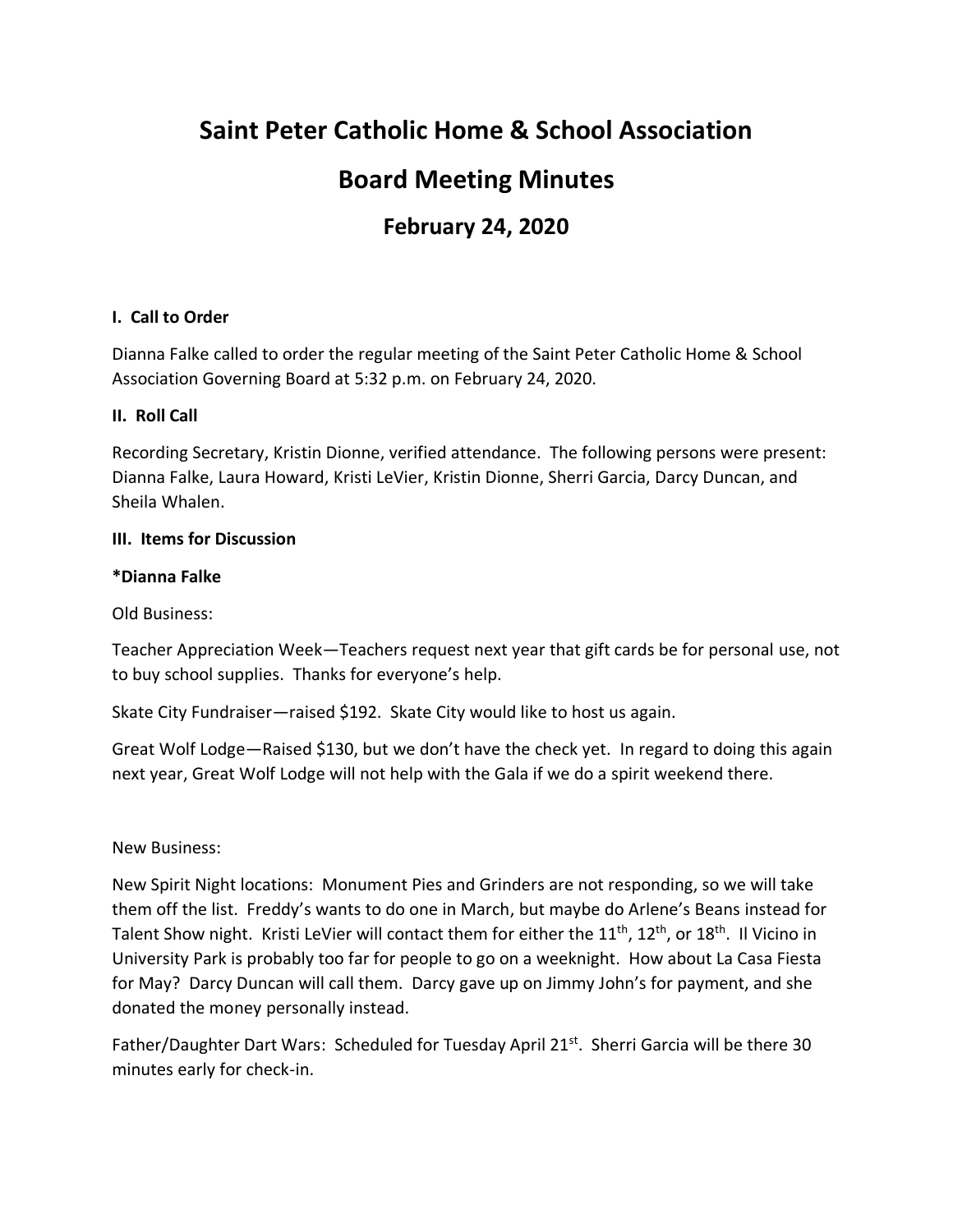# Saint Peter Catholic Home & School Association

# Board Meeting Minutes

## February 24, 2020

**I. Call to Order**

Dianna Falke called to order the regular meeting of the Saint Peter Catholic Home & School Association Governing Board at 5:32 p.m. on February 24, 2020.

**II. Roll Call**

Recording Secretary, Kristin Dionne, verified attendance. The following persons were present: Dianna Falke, Laura Howard, Kristi LeVier, Kristin Dionne, Sherri Garcia, Darcy Duncan, and Sheila Whalen.

**III. Items for Discussion**

***Dianna Falke**

Old Business:

Teacher Appreciation Week—Teachers request next year that gift cards be for personal use, not to buy school supplies. Thanks for everyone's help.

Skate City Fundraiser—raised $192. Skate City would like to host us again.

Great Wolf Lodge—Raised $130, but we don't have the check yet. In regard to doing this again next year, Great Wolf Lodge will not help with the Gala if we do a spirit weekend there.

New Business:

New Spirit Night locations: Monument Pies and Grinders are not responding, so we will take them off the list. Freddy's wants to do one in March, but maybe do Arlene's Beans instead for Talent Show night. Kristi LeVier will contact them for either the 11th, 12th, or 18th. Il Vicino in University Park is probably too far for people to go on a weeknight. How about La Casa Fiesta for May? Darcy Duncan will call them. Darcy gave up on Jimmy John's for payment, and she donated the money personally instead.

Father/Daughter Dart Wars: Scheduled for Tuesday April 21st. Sherri Garcia will be there 30 minutes early for check-in.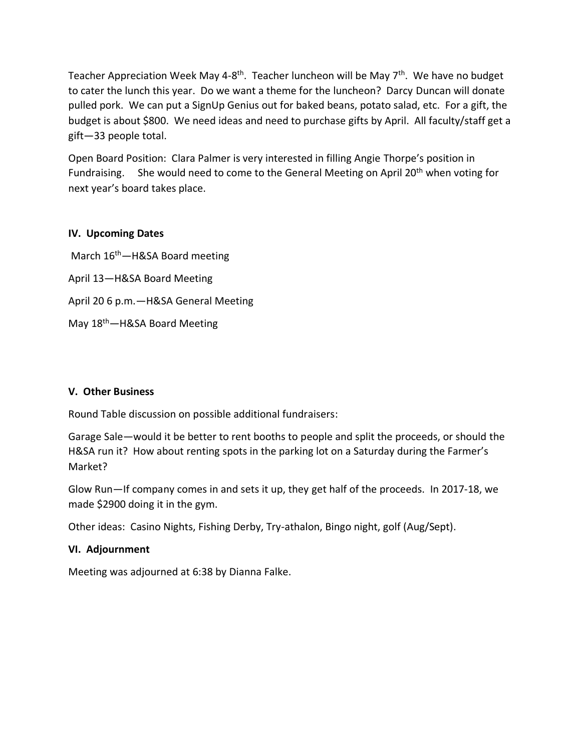Teacher Appreciation Week May 4-8th. Teacher luncheon will be May 7th. We have no budget to cater the lunch this year. Do we want a theme for the luncheon? Darcy Duncan will donate pulled pork. We can put a SignUp Genius out for baked beans, potato salad, etc. For a gift, the budget is about $800. We need ideas and need to purchase gifts by April. All faculty/staff get a gift—33 people total.

Open Board Position: Clara Palmer is very interested in filling Angie Thorpe's position in Fundraising. She would need to come to the General Meeting on April 20th when voting for next year's board takes place.

**IV. Upcoming Dates**

March 16th—H&SA Board meeting

April 13—H&SA Board Meeting

April 20 6 p.m.—H&SA General Meeting

May 18th—H&SA Board Meeting

**V. Other Business**

Round Table discussion on possible additional fundraisers:

Garage Sale—would it be better to rent booths to people and split the proceeds, or should the H&SA run it? How about renting spots in the parking lot on a Saturday during the Farmer's Market?

Glow Run—If company comes in and sets it up, they get half of the proceeds. In 2017-18, we made $2900 doing it in the gym.

Other ideas: Casino Nights, Fishing Derby, Try-athalon, Bingo night, golf (Aug/Sept).

**VI. Adjournment**

Meeting was adjourned at 6:38 by Dianna Falke.